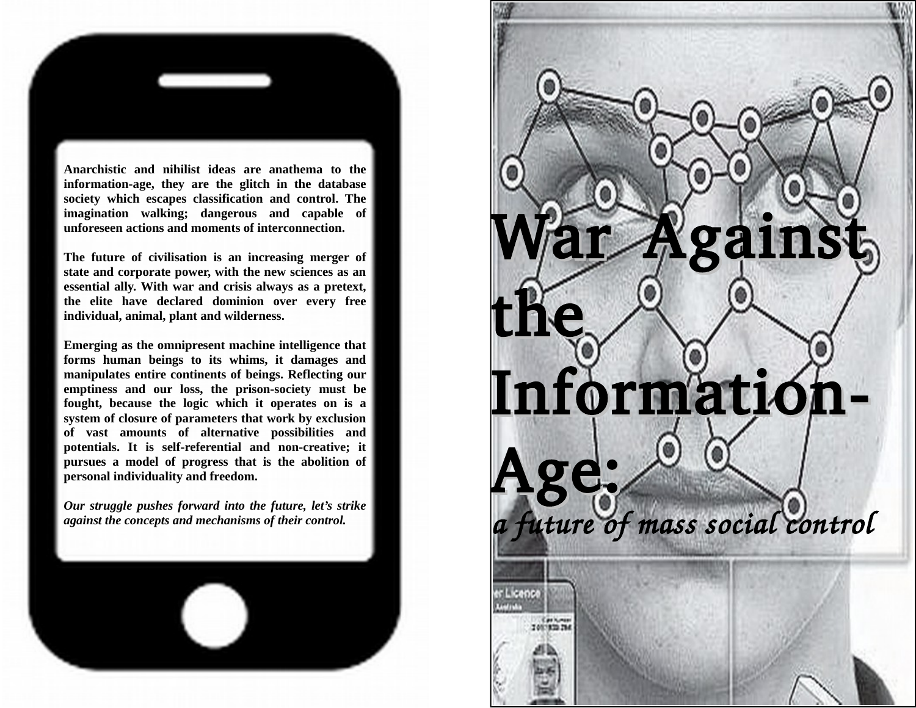Anarchistic and nihilist ideas are anathema to the information-age, they are the glitch in the database society which escapes classification and control. The imagination walking; dangerous and capable of unforeseen actions and moments of interconnection.

The future of civilisation is an increasing merger of state and corporate power, with the new sciences as an essential ally. With war and crisis always as a pretext, the elite have declared dominion over every free individual, animal, plant and wilderness.

Emerging as the omnipresent machine intelligence that forms human beings to its whims, it damages and manipulates entire continents of beings. Reflecting our emptiness and our loss, the prison-society must be fought, because the logic which it operates on is a system of closure of parameters that work by exclusion of vast amounts of alternative possibilities and potentials. It is self-referential and non-creative; it pursues a model of progress that is the abolition of personal individuality and freedom.

*Our struggle pushes forward into the future, let's strike against the concepts and mechanisms of their control.*

# War Against the Information-Age:

*a future of mass social control*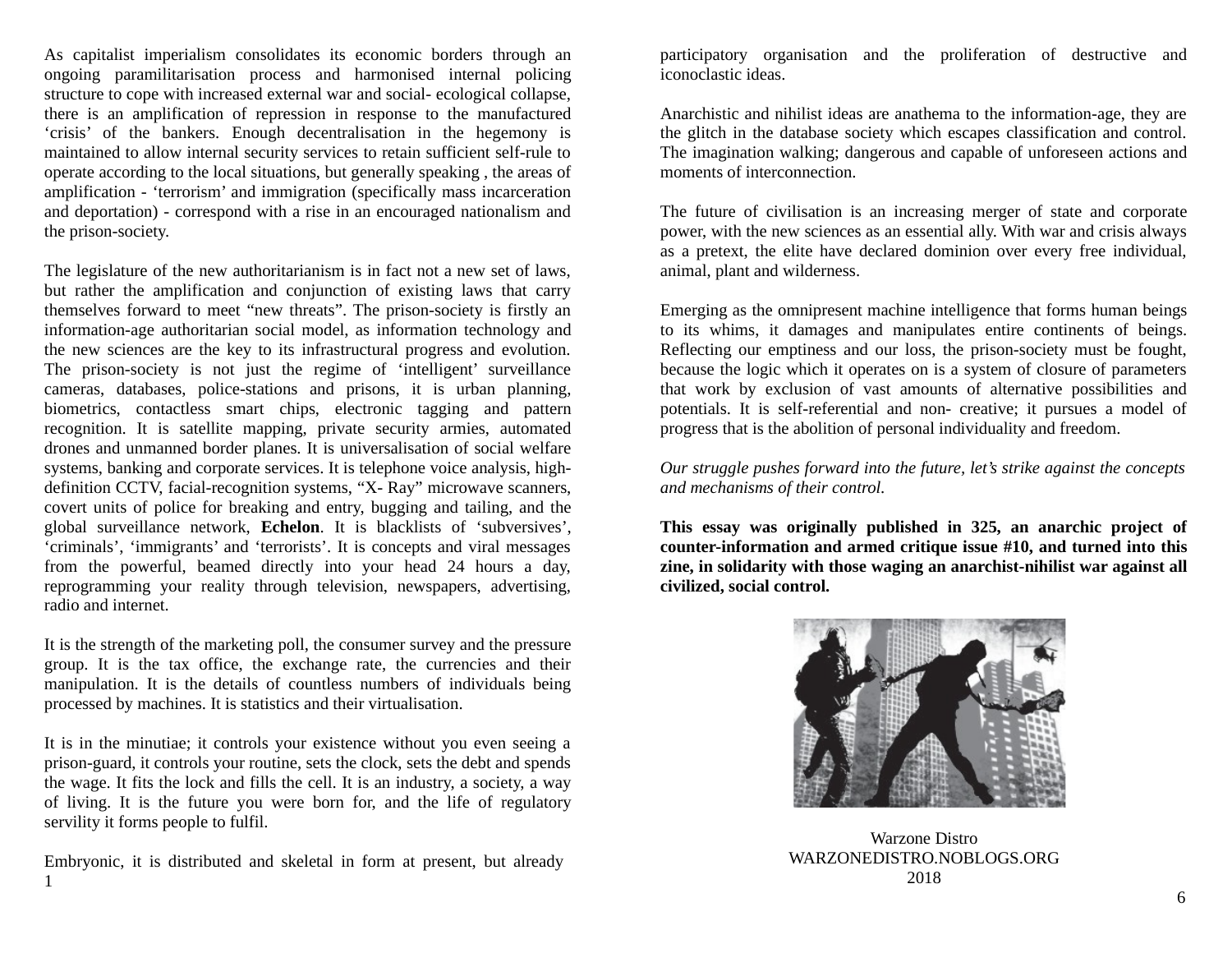As capitalist imperialism consolidates its economic borders through an ongoing paramilitarisation process and harmonised internal policing structure to cope with increased external war and social- ecological collapse, there is an amplification of repression in response to the manufactured 'crisis' of the bankers. Enough decentralisation in the hegemony is maintained to allow internal security services to retain sufficient self-rule to operate according to the local situations, but generally speaking , the areas of amplification - 'terrorism' and immigration (specifically mass incarceration and deportation) - correspond with a rise in an encouraged nationalism and the prison-society.

The legislature of the new authoritarianism is in fact not a new set of laws, but rather the amplification and conjunction of existing laws that carry themselves forward to meet "new threats". The prison-society is firstly an information-age authoritarian social model, as information technology and the new sciences are the key to its infrastructural progress and evolution. The prison-society is not just the regime of 'intelligent' surveillance cameras, databases, police-stations and prisons, it is urban planning, biometrics, contactless smart chips, electronic tagging and pattern recognition. It is satellite mapping, private security armies, automated drones and unmanned border planes. It is universalisation of social welfare systems, banking and corporate services. It is telephone voice analysis, high-definition CCTV, facial-recognition systems, "X- Ray" microwave scanners, covert units of police for breaking and entry, bugging and tailing, and the global surveillance network, **Echelon**. It is blacklists of 'subversives', 'criminals', 'immigrants' and 'terrorists'. It is concepts and viral messages from the powerful, beamed directly into your head 24 hours a day, reprogramming your reality through television, newspapers, advertising, radio and internet.

It is the strength of the marketing poll, the consumer survey and the pressure group. It is the tax office, the exchange rate, the currencies and their manipulation. It is the details of countless numbers of individuals being processed by machines. It is statistics and their virtualisation.

It is in the minutiae; it controls your existence without you even seeing a prison-guard, it controls your routine, sets the clock, sets the debt and spends the wage. It fits the lock and fills the cell. It is an industry, a society, a way of living. It is the future you were born for, and the life of regulatory servility it forms people to fulfil.

Embryonic, it is distributed and skeletal in form at present, but already

participatory organisation and the proliferation of destructive and iconoclastic ideas.

Anarchistic and nihilist ideas are anathema to the information-age, they are the glitch in the database society which escapes classification and control. The imagination walking; dangerous and capable of unforeseen actions and moments of interconnection.

The future of civilisation is an increasing merger of state and corporate power, with the new sciences as an essential ally. With war and crisis always as a pretext, the elite have declared dominion over every free individual, animal, plant and wilderness.

Emerging as the omnipresent machine intelligence that forms human beings to its whims, it damages and manipulates entire continents of beings. Reflecting our emptiness and our loss, the prison-society must be fought, because the logic which it operates on is a system of closure of parameters that work by exclusion of vast amounts of alternative possibilities and potentials. It is self-referential and non- creative; it pursues a model of progress that is the abolition of personal individuality and freedom.

*Our struggle pushes forward into the future, let's strike against the concepts and mechanisms of their control.*

**This essay was originally published in 325, an anarchic project of counter-information and armed critique issue #10, and turned into this zine, in solidarity with those waging an anarchist-nihilist war against all civilized, social control.**

Warzone Distro
WARZONEDISTRO.NOBLOGS.ORG
2018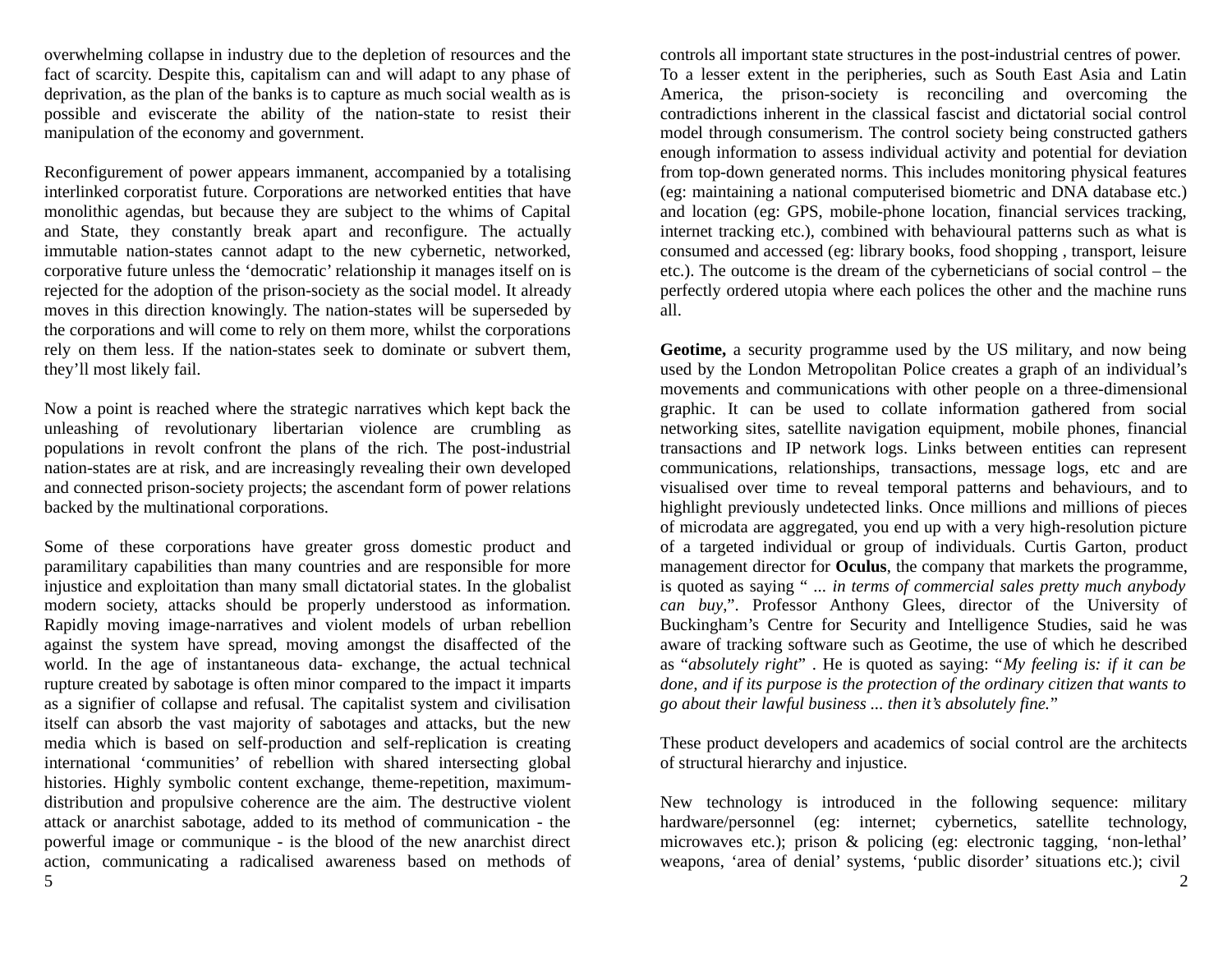overwhelming collapse in industry due to the depletion of resources and the fact of scarcity. Despite this, capitalism can and will adapt to any phase of deprivation, as the plan of the banks is to capture as much social wealth as is possible and eviscerate the ability of the nation-state to resist their manipulation of the economy and government.

Reconfigurement of power appears immanent, accompanied by a totalising interlinked corporatist future. Corporations are networked entities that have monolithic agendas, but because they are subject to the whims of Capital and State, they constantly break apart and reconfigure. The actually immutable nation-states cannot adapt to the new cybernetic, networked, corporative future unless the 'democratic' relationship it manages itself on is rejected for the adoption of the prison-society as the social model. It already moves in this direction knowingly. The nation-states will be superseded by the corporations and will come to rely on them more, whilst the corporations rely on them less. If the nation-states seek to dominate or subvert them, they'll most likely fail.

Now a point is reached where the strategic narratives which kept back the unleashing of revolutionary libertarian violence are crumbling as populations in revolt confront the plans of the rich. The post-industrial nation-states are at risk, and are increasingly revealing their own developed and connected prison-society projects; the ascendant form of power relations backed by the multinational corporations.

Some of these corporations have greater gross domestic product and paramilitary capabilities than many countries and are responsible for more injustice and exploitation than many small dictatorial states. In the globalist modern society, attacks should be properly understood as information. Rapidly moving image-narratives and violent models of urban rebellion against the system have spread, moving amongst the disaffected of the world. In the age of instantaneous data- exchange, the actual technical rupture created by sabotage is often minor compared to the impact it imparts as a signifier of collapse and refusal. The capitalist system and civilisation itself can absorb the vast majority of sabotages and attacks, but the new media which is based on self-production and self-replication is creating international 'communities' of rebellion with shared intersecting global histories. Highly symbolic content exchange, theme-repetition, maximum-distribution and propulsive coherence are the aim. The destructive violent attack or anarchist sabotage, added to its method of communication - the powerful image or communique - is the blood of the new anarchist direct action, communicating a radicalised awareness based on methods of

controls all important state structures in the post-industrial centres of power. To a lesser extent in the peripheries, such as South East Asia and Latin America, the prison-society is reconciling and overcoming the contradictions inherent in the classical fascist and dictatorial social control model through consumerism. The control society being constructed gathers enough information to assess individual activity and potential for deviation from top-down generated norms. This includes monitoring physical features (eg: maintaining a national computerised biometric and DNA database etc.) and location (eg: GPS, mobile-phone location, financial services tracking, internet tracking etc.), combined with behavioural patterns such as what is consumed and accessed (eg: library books, food shopping , transport, leisure etc.). The outcome is the dream of the cyberneticians of social control – the perfectly ordered utopia where each polices the other and the machine runs all.

**Geotime,** a security programme used by the US military, and now being used by the London Metropolitan Police creates a graph of an individual's movements and communications with other people on a three-dimensional graphic. It can be used to collate information gathered from social networking sites, satellite navigation equipment, mobile phones, financial transactions and IP network logs. Links between entities can represent communications, relationships, transactions, message logs, etc and are visualised over time to reveal temporal patterns and behaviours, and to highlight previously undetected links. Once millions and millions of pieces of microdata are aggregated, you end up with a very high-resolution picture of a targeted individual or group of individuals. Curtis Garton, product management director for **Oculus**, the company that markets the programme, is quoted as saying " *... in terms of commercial sales pretty much anybody can buy,*". Professor Anthony Glees, director of the University of Buckingham's Centre for Security and Intelligence Studies, said he was aware of tracking software such as Geotime, the use of which he described as "*absolutely right*" . He is quoted as saying: "*My feeling is: if it can be done, and if its purpose is the protection of the ordinary citizen that wants to go about their lawful business ... then it's absolutely fine.*"

These product developers and academics of social control are the architects of structural hierarchy and injustice.

New technology is introduced in the following sequence: military hardware/personnel (eg: internet; cybernetics, satellite technology, microwaves etc.); prison & policing (eg: electronic tagging, 'non-lethal' weapons, 'area of denial' systems, 'public disorder' situations etc.); civil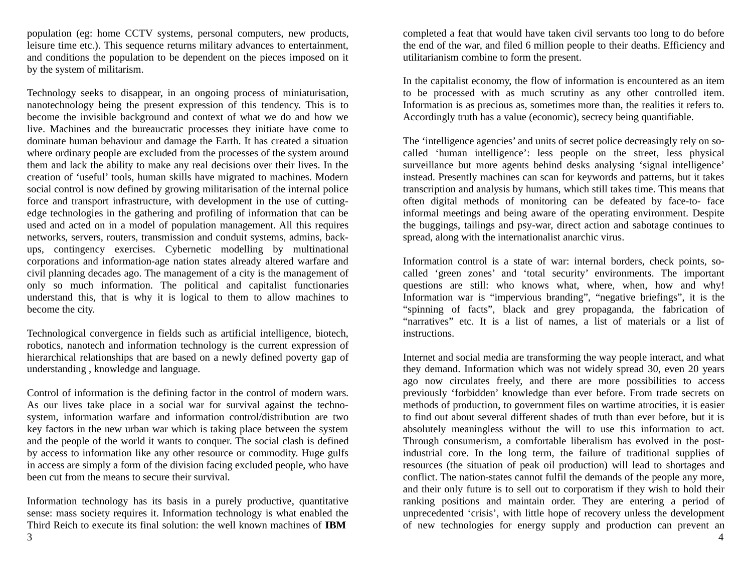population (eg: home CCTV systems, personal computers, new products, leisure time etc.). This sequence returns military advances to entertainment, and conditions the population to be dependent on the pieces imposed on it by the system of militarism.

Technology seeks to disappear, in an ongoing process of miniaturisation, nanotechnology being the present expression of this tendency. This is to become the invisible background and context of what we do and how we live. Machines and the bureaucratic processes they initiate have come to dominate human behaviour and damage the Earth. It has created a situation where ordinary people are excluded from the processes of the system around them and lack the ability to make any real decisions over their lives. In the creation of 'useful' tools, human skills have migrated to machines. Modern social control is now defined by growing militarisation of the internal police force and transport infrastructure, with development in the use of cutting-edge technologies in the gathering and profiling of information that can be used and acted on in a model of population management. All this requires networks, servers, routers, transmission and conduit systems, admins, back-ups, contingency exercises. Cybernetic modelling by multinational corporations and information-age nation states already altered warfare and civil planning decades ago. The management of a city is the management of only so much information. The political and capitalist functionaries understand this, that is why it is logical to them to allow machines to become the city.

Technological convergence in fields such as artificial intelligence, biotech, robotics, nanotech and information technology is the current expression of hierarchical relationships that are based on a newly defined poverty gap of understanding , knowledge and language.

Control of information is the defining factor in the control of modern wars. As our lives take place in a social war for survival against the techno-system, information warfare and information control/distribution are two key factors in the new urban war which is taking place between the system and the people of the world it wants to conquer. The social clash is defined by access to information like any other resource or commodity. Huge gulfs in access are simply a form of the division facing excluded people, who have been cut from the means to secure their survival.

Information technology has its basis in a purely productive, quantitative sense: mass society requires it. Information technology is what enabled the Third Reich to execute its final solution: the well known machines of **IBM** completed a feat that would have taken civil servants too long to do before the end of the war, and filed 6 million people to their deaths. Efficiency and utilitarianism combine to form the present.

In the capitalist economy, the flow of information is encountered as an item to be processed with as much scrutiny as any other controlled item. Information is as precious as, sometimes more than, the realities it refers to. Accordingly truth has a value (economic), secrecy being quantifiable.

The 'intelligence agencies' and units of secret police decreasingly rely on so-called 'human intelligence': less people on the street, less physical surveillance but more agents behind desks analysing 'signal intelligence' instead. Presently machines can scan for keywords and patterns, but it takes transcription and analysis by humans, which still takes time. This means that often digital methods of monitoring can be defeated by face-to- face informal meetings and being aware of the operating environment. Despite the buggings, tailings and psy-war, direct action and sabotage continues to spread, along with the internationalist anarchic virus.

Information control is a state of war: internal borders, check points, so-called 'green zones' and 'total security' environments. The important questions are still: who knows what, where, when, how and why! Information war is "impervious branding", "negative briefings", it is the "spinning of facts", black and grey propaganda, the fabrication of "narratives" etc. It is a list of names, a list of materials or a list of instructions.

Internet and social media are transforming the way people interact, and what they demand. Information which was not widely spread 30, even 20 years ago now circulates freely, and there are more possibilities to access previously 'forbidden' knowledge than ever before. From trade secrets on methods of production, to government files on wartime atrocities, it is easier to find out about several different shades of truth than ever before, but it is absolutely meaningless without the will to use this information to act. Through consumerism, a comfortable liberalism has evolved in the post-industrial core. In the long term, the failure of traditional supplies of resources (the situation of peak oil production) will lead to shortages and conflict. The nation-states cannot fulfil the demands of the people any more, and their only future is to sell out to corporatism if they wish to hold their ranking positions and maintain order. They are entering a period of unprecedented 'crisis', with little hope of recovery unless the development of new technologies for energy supply and production can prevent an